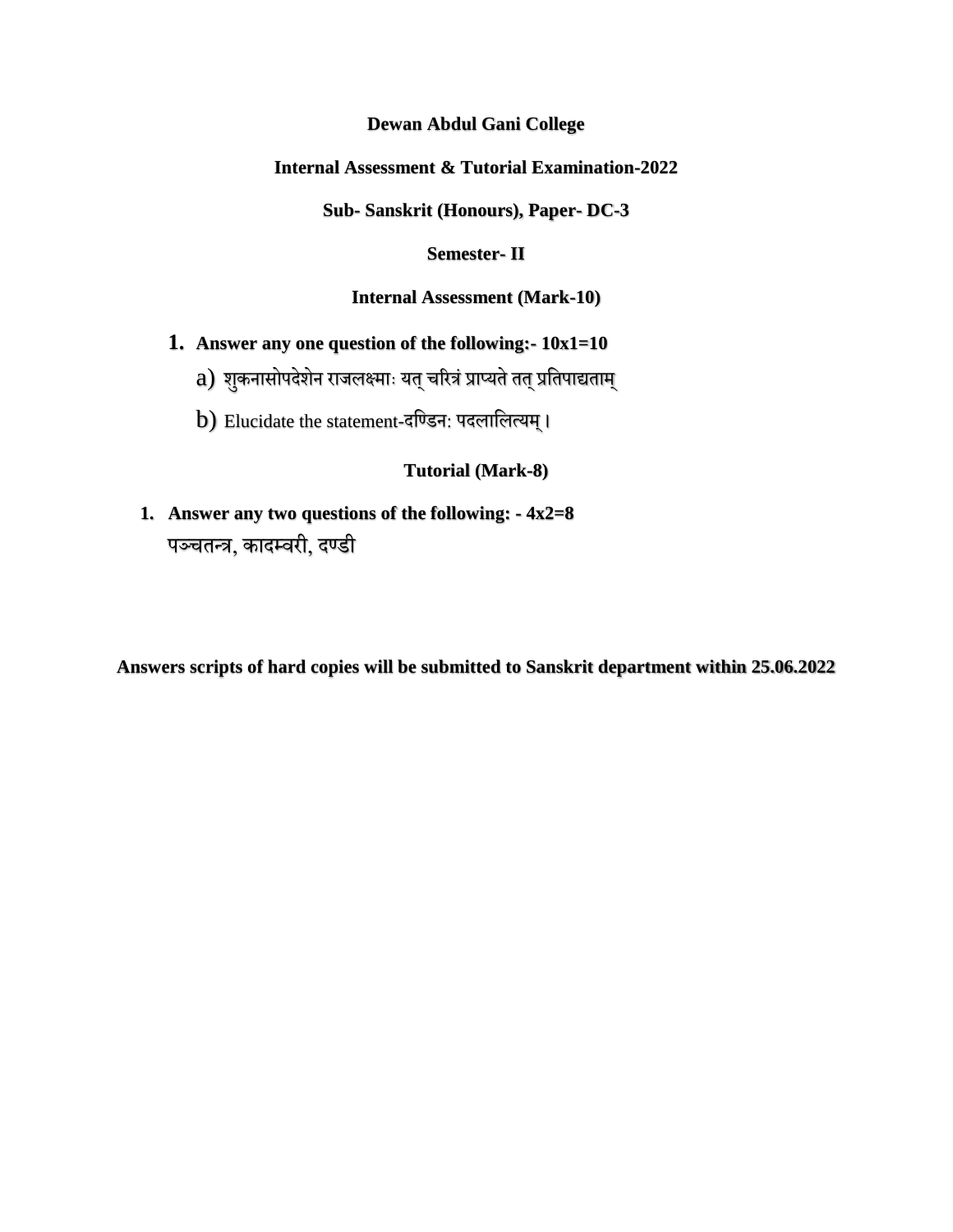**Dewan Abdul Gani College**

**Internal Assessment & Tutorial Examination-2022**

**Sub- Sanskrit (Honours), Paper- DC-3**

**Semester- II**

**Internal Assessment (Mark-10)**

1. **Answer any one question of the following:- 10x1=10**

   a) शुकनासोपदेशेन राजलक्ष्माः यत् चरित्रं प्राप्यते तत् प्रतिपाद्यताम्

   b) Elucidate the statement-दण्डिन: पदलालित्यम् ।

**Tutorial (Mark-8)**

1. **Answer any two questions of the following: - 4x2=8**

   पञ्चतन्त्र, कादम्वरी, दण्डी

**Answers scripts of hard copies will be submitted to Sanskrit department within 25.06.2022**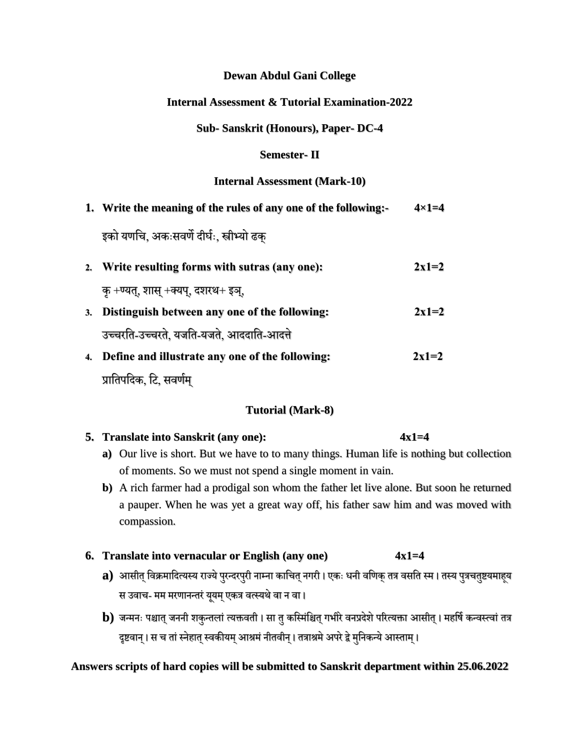**Dewan Abdul Gani College**

**Internal Assessment & Tutorial Examination-2022**

**Sub- Sanskrit (Honours), Paper- DC-4**

**Semester- II**

**Internal Assessment (Mark-10)**

1. **Write the meaning of the rules of any one of the following:-** **4×1=4**

   इको यणचि, अकःसवर्णे दीर्घः, स्त्रीभ्यो ढक्

2. **Write resulting forms with sutras (any one):** **2x1=2**

   कृ +ण्यत्, शास् +क्यप्, दशरथ+ इञ्,

3. **Distinguish between any one of the following:** **2x1=2**

   उच्चरति-उच्चरते, यजति-यजते, आददाति-आदत्ते

4. **Define and illustrate any one of the following:** **2x1=2**

   प्रातिपदिक, टि, सवर्णम्

**Tutorial (Mark-8)**

5. **Translate into Sanskrit (any one):** **4x1=4**
   - **a)** Our live is short. But we have to to many things. Human life is nothing but collection of moments. So we must not spend a single moment in vain.
   - **b)** A rich farmer had a prodigal son whom the father let live alone. But soon he returned a pauper. When he was yet a great way off, his father saw him and was moved with compassion.

6. **Translate into vernacular or English (any one)** **4x1=4**
   - **a)** आसीत् विक्रमादित्यस्य राज्ये पुरन्दरपुरी नाम्ना काचित् नगरी। एकः धनी वणिक् तत्र वसति स्म। तस्य पुत्रचतुष्टयमाहूय स उवाच- मम मरणानन्तरं यूयम् एकत्र वत्स्यथे वा न वा।
   - **b)** जन्मनः पश्चात् जननी शकुन्तलां त्यक्तवती। सा तु कस्मिंश्चित् गभीरे वनप्रदेशे परित्यक्ता आसीत्। महर्षि कन्वस्त्वां तत्र दृष्टवान्। स च तां स्नेहात् स्वकीयम् आश्रमं नीतवीन्। तत्राश्रमे अपरे द्वे मुनिकन्ये आस्ताम्।

**Answers scripts of hard copies will be submitted to Sanskrit department within 25.06.2022**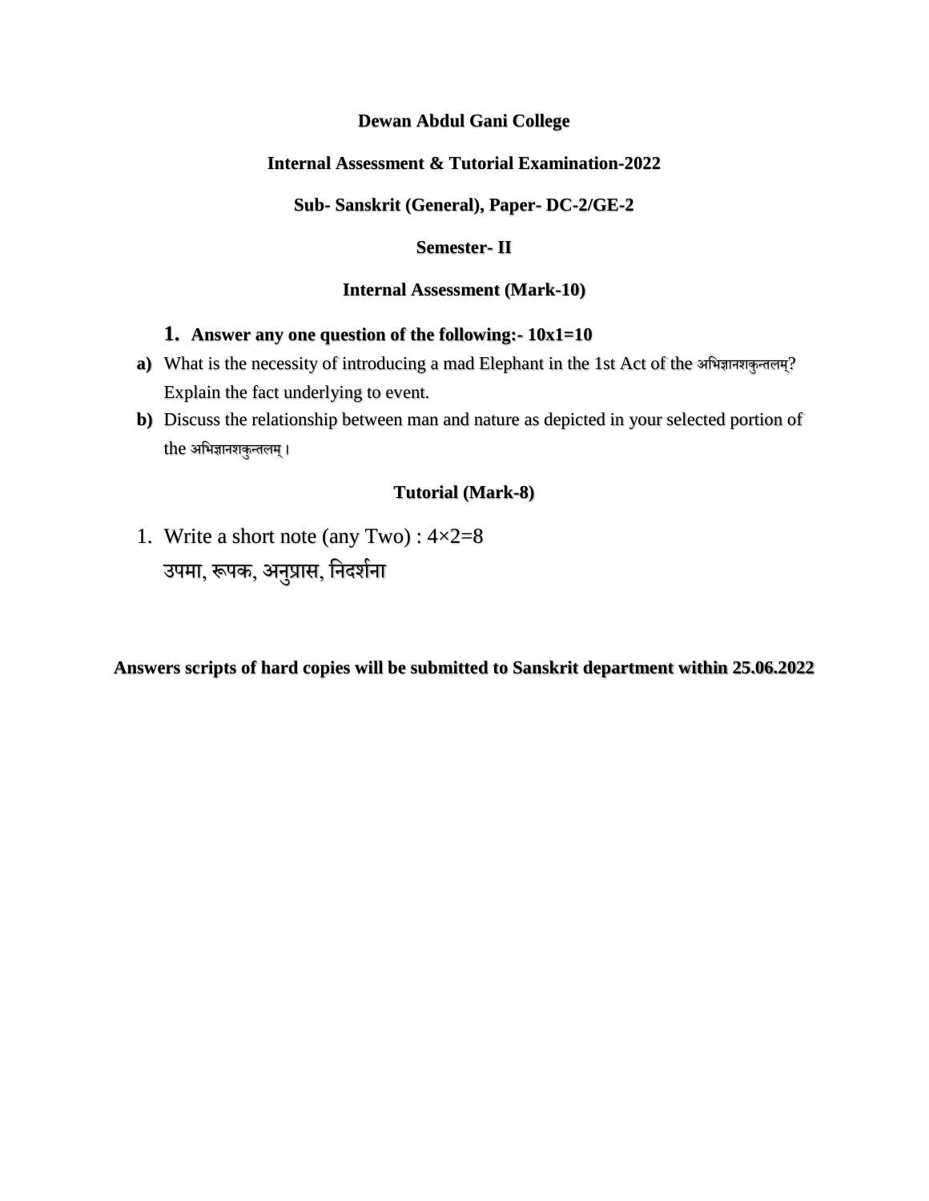**Dewan Abdul Gani College**

**Internal Assessment & Tutorial Examination-2022**

**Sub- Sanskrit (General), Paper- DC-2/GE-2**

**Semester- II**

**Internal Assessment (Mark-10)**

**1. Answer any one question of the following:- 10x1=10**

**a)** What is the necessity of introducing a mad Elephant in the 1st Act of the अभिज्ञानशकुन्तलम्? Explain the fact underlying to event.

**b)** Discuss the relationship between man and nature as depicted in your selected portion of the अभिज्ञानशकुन्तलम् ।

**Tutorial (Mark-8)**

1. Write a short note (any Two) : 4×2=8

   उपमा, रूपक, अनुप्रास, निदर्शना

**Answers scripts of hard copies will be submitted to Sanskrit department within 25.06.2022**